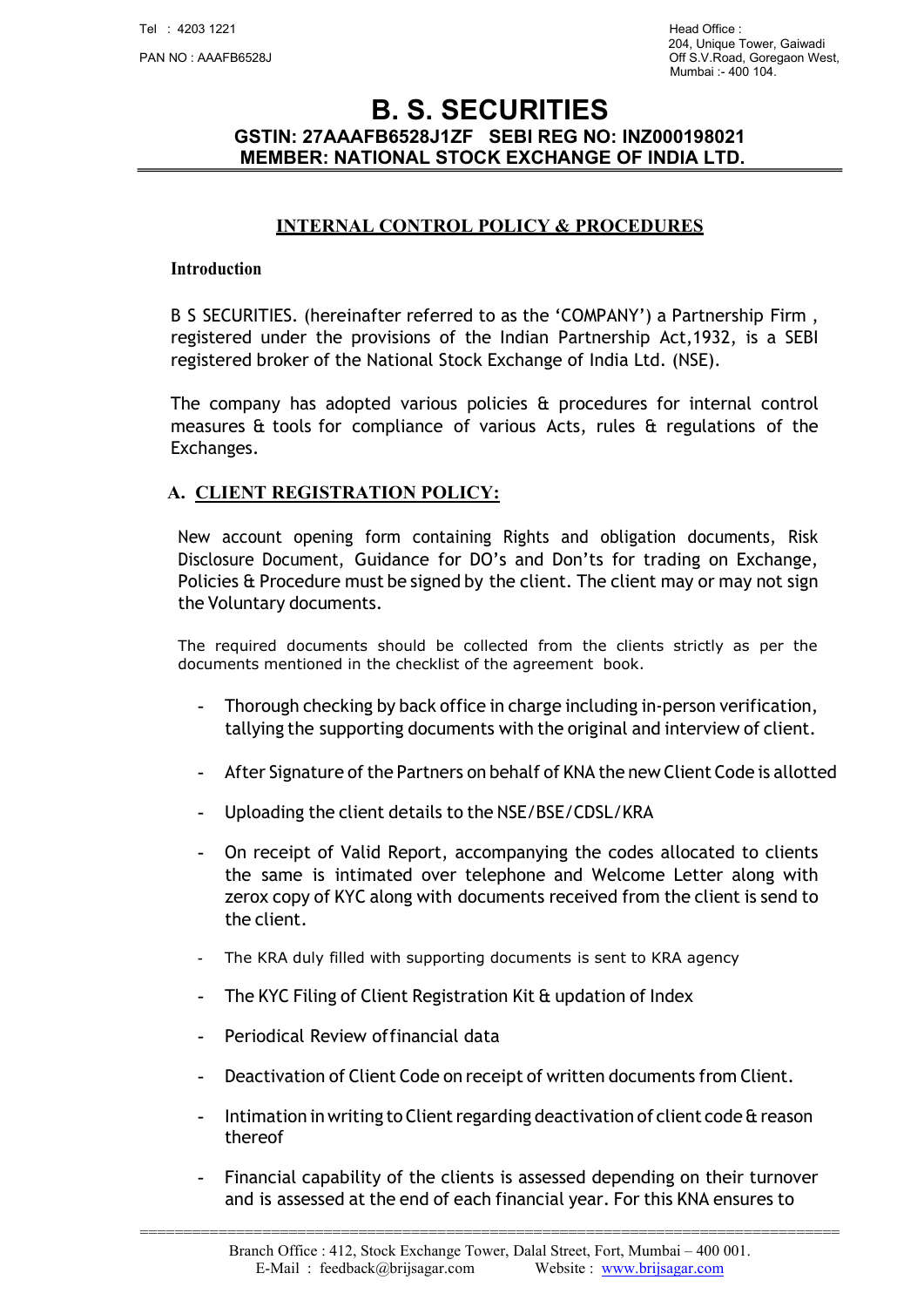Tel : 4203 1221

PAN NO : AAAFB6528J

Head Office :
204, Unique Tower, Gaiwadi
Off S.V.Road, Goregaon West,
Mumbai :- 400 104.

# B. S. SECURITIES

**GSTIN: 27AAAFB6528J1ZF SEBI REG NO: INZ000198021**
**MEMBER: NATIONAL STOCK EXCHANGE OF INDIA LTD.**

## INTERNAL CONTROL POLICY & PROCEDURES

### Introduction

B S SECURITIES. (hereinafter referred to as the 'COMPANY') a Partnership Firm , registered under the provisions of the Indian Partnership Act,1932, is a SEBI registered broker of the National Stock Exchange of India Ltd. (NSE).

The company has adopted various policies & procedures for internal control measures & tools for compliance of various Acts, rules & regulations of the Exchanges.

### A. CLIENT REGISTRATION POLICY:

New account opening form containing Rights and obligation documents, Risk Disclosure Document, Guidance for DO's and Don'ts for trading on Exchange, Policies & Procedure must be signed by the client. The client may or may not sign the Voluntary documents.

The required documents should be collected from the clients strictly as per the documents mentioned in the checklist of the agreement book.

- Thorough checking by back office in charge including in-person verification, tallying the supporting documents with the original and interview of client.
- After Signature of the Partners on behalf of KNA the new Client Code is allotted
- Uploading the client details to the NSE/BSE/CDSL/KRA
- On receipt of Valid Report, accompanying the codes allocated to clients the same is intimated over telephone and Welcome Letter along with zerox copy of KYC along with documents received from the client is send to the client.
- The KRA duly filled with supporting documents is sent to KRA agency
- The KYC Filing of Client Registration Kit & updation of Index
- Periodical Review offinancial data
- Deactivation of Client Code on receipt of written documents from Client.
- Intimation in writing to Client regarding deactivation of client code & reason thereof
- Financial capability of the clients is assessed depending on their turnover and is assessed at the end of each financial year. For this KNA ensures to

Branch Office : 412, Stock Exchange Tower, Dalal Street, Fort, Mumbai – 400 001.
E-Mail : feedback@brijsagar.com Website : www.brijsagar.com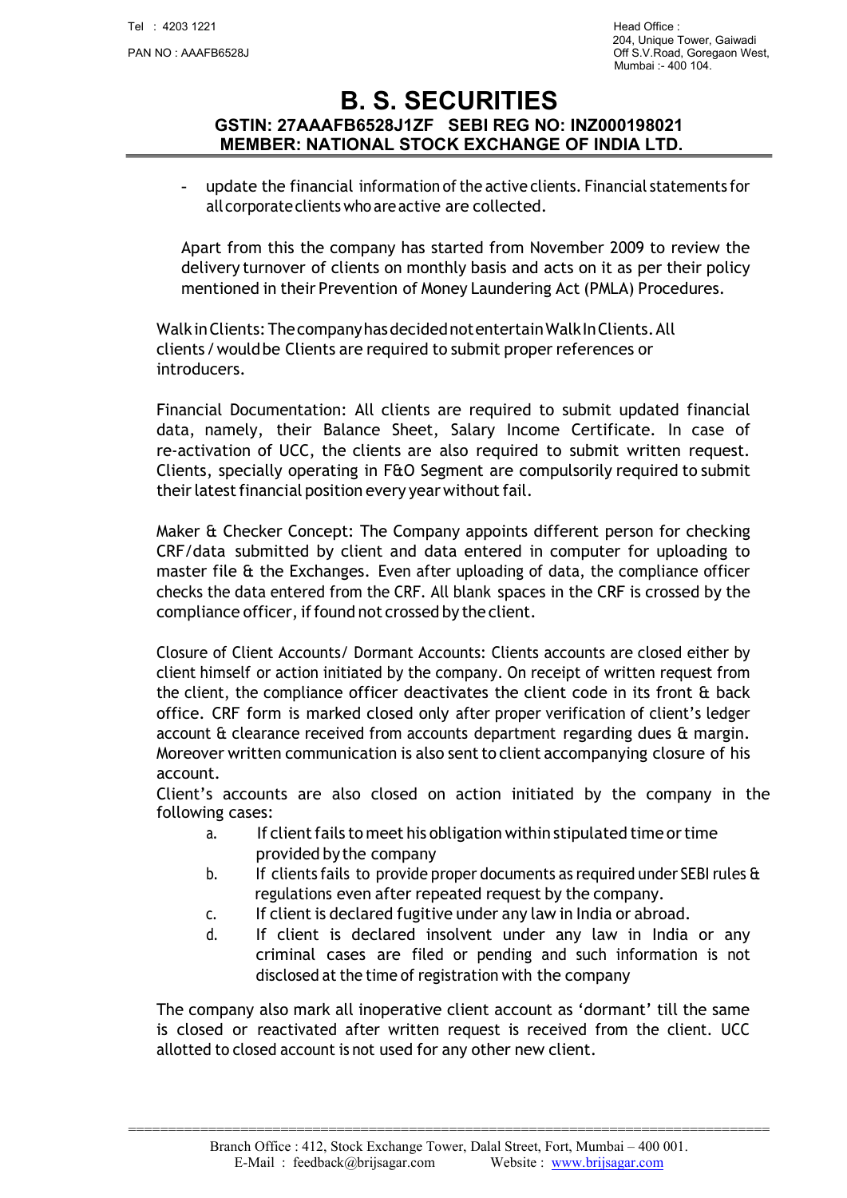- update the financial information of the active clients. Financial statements for all corporate clients who are active are collected.

Apart from this the company has started from November 2009 to review the delivery turnover of clients on monthly basis and acts on it as per their policy mentioned in their Prevention of Money Laundering Act (PMLA) Procedures.

Walk in Clients: The company has decided not entertain Walk In Clients. All clients / would be Clients are required to submit proper references or introducers.

Financial Documentation: All clients are required to submit updated financial data, namely, their Balance Sheet, Salary Income Certificate. In case of re-activation of UCC, the clients are also required to submit written request. Clients, specially operating in F&O Segment are compulsorily required to submit their latest financial position every year without fail.

Maker & Checker Concept: The Company appoints different person for checking CRF/data submitted by client and data entered in computer for uploading to master file & the Exchanges. Even after uploading of data, the compliance officer checks the data entered from the CRF. All blank spaces in the CRF is crossed by the compliance officer, if found not crossed by the client.

Closure of Client Accounts/ Dormant Accounts: Clients accounts are closed either by client himself or action initiated by the company. On receipt of written request from the client, the compliance officer deactivates the client code in its front & back office. CRF form is marked closed only after proper verification of client's ledger account & clearance received from accounts department regarding dues & margin. Moreover written communication is also sent to client accompanying closure of his account.

Client's accounts are also closed on action initiated by the company in the following cases:

a. If client fails to meet his obligation within stipulated time or time provided by the company
b. If clients fails to provide proper documents as required under SEBI rules & regulations even after repeated request by the company.
c. If client is declared fugitive under any law in India or abroad.
d. If client is declared insolvent under any law in India or any criminal cases are filed or pending and such information is not disclosed at the time of registration with the company

The company also mark all inoperative client account as 'dormant' till the same is closed or reactivated after written request is received from the client. UCC allotted to closed account is not used for any other new client.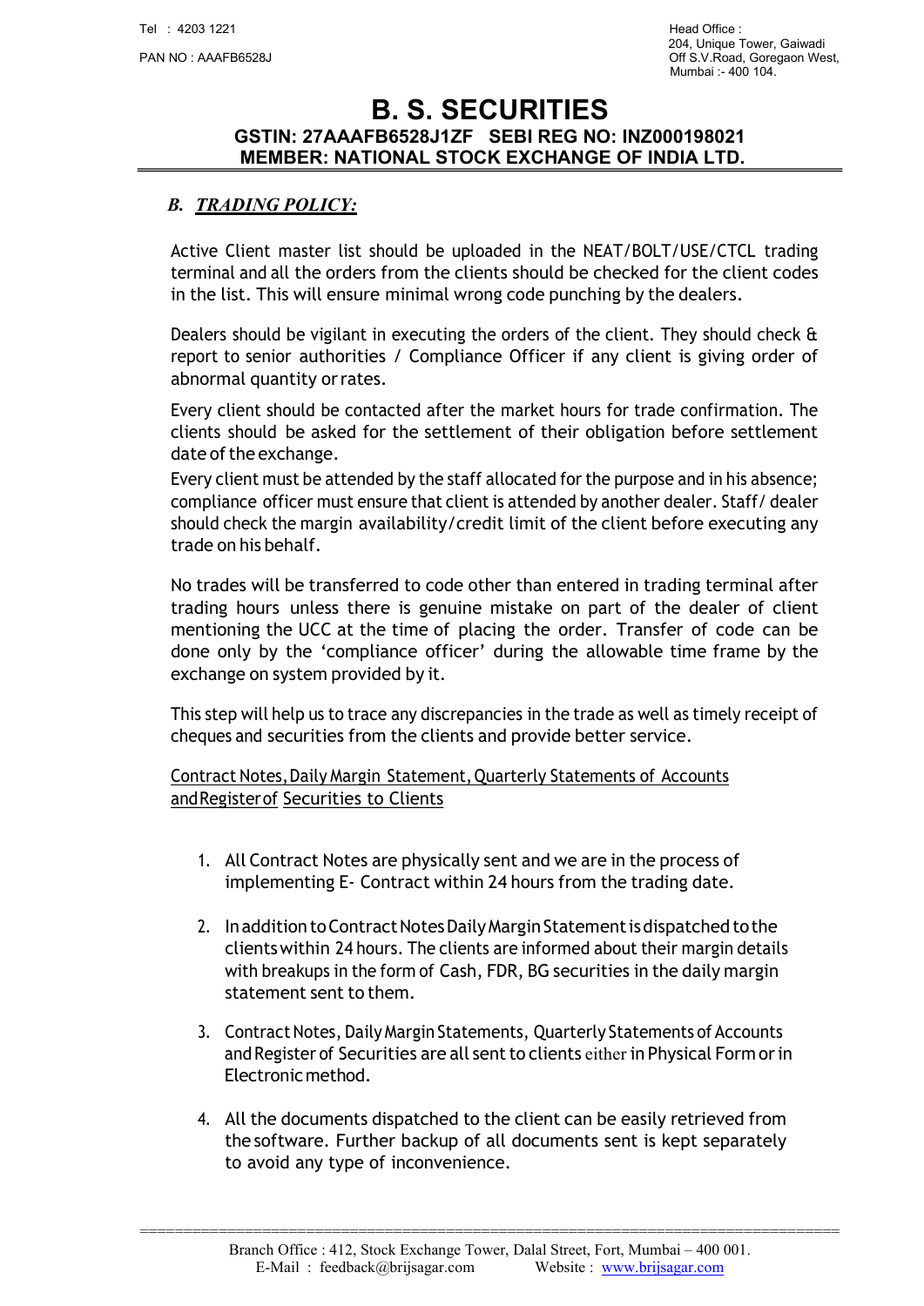## *B. TRADING POLICY:*

Active Client master list should be uploaded in the NEAT/BOLT/USE/CTCL trading terminal and all the orders from the clients should be checked for the client codes in the list. This will ensure minimal wrong code punching by the dealers.

Dealers should be vigilant in executing the orders of the client. They should check & report to senior authorities / Compliance Officer if any client is giving order of abnormal quantity or rates.

Every client should be contacted after the market hours for trade confirmation. The clients should be asked for the settlement of their obligation before settlement date of the exchange.

Every client must be attended by the staff allocated for the purpose and in his absence; compliance officer must ensure that client is attended by another dealer. Staff/ dealer should check the margin availability/credit limit of the client before executing any trade on his behalf.

No trades will be transferred to code other than entered in trading terminal after trading hours unless there is genuine mistake on part of the dealer of client mentioning the UCC at the time of placing the order. Transfer of code can be done only by the 'compliance officer' during the allowable time frame by the exchange on system provided by it.

This step will help us to trace any discrepancies in the trade as well as timely receipt of cheques and securities from the clients and provide better service.

<u>Contract Notes, Daily Margin Statement, Quarterly Statements of Accounts and Register of Securities to Clients</u>

1. All Contract Notes are physically sent and we are in the process of implementing E- Contract within 24 hours from the trading date.

2. In addition to Contract Notes Daily Margin Statement is dispatched to the clients within 24 hours. The clients are informed about their margin details with breakups in the form of Cash, FDR, BG securities in the daily margin statement sent to them.

3. Contract Notes, Daily Margin Statements, Quarterly Statements of Accounts and Register of Securities are all sent to clients either in Physical Form or in Electronic method.

4. All the documents dispatched to the client can be easily retrieved from the software. Further backup of all documents sent is kept separately to avoid any type of inconvenience.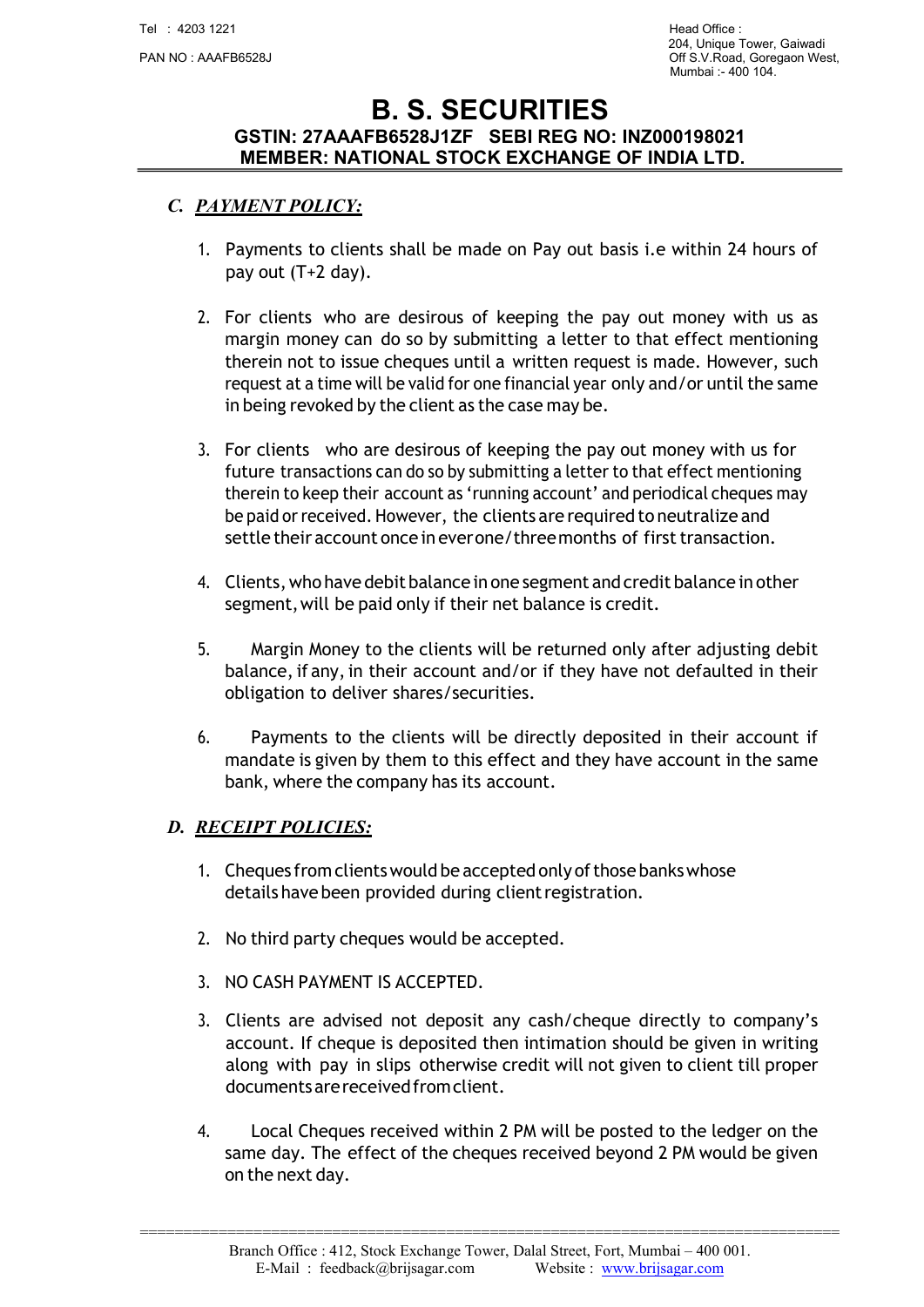## C. PAYMENT POLICY:

1. Payments to clients shall be made on Pay out basis i.e within 24 hours of pay out (T+2 day).

2. For clients who are desirous of keeping the pay out money with us as margin money can do so by submitting a letter to that effect mentioning therein not to issue cheques until a written request is made. However, such request at a time will be valid for one financial year only and/or until the same in being revoked by the client as the case may be.

3. For clients who are desirous of keeping the pay out money with us for future transactions can do so by submitting a letter to that effect mentioning therein to keep their account as 'running account' and periodical cheques may be paid or received. However, the clients are required to neutralize and settle their account once in ever one/three months of first transaction.

4. Clients, who have debit balance in one segment and credit balance in other segment, will be paid only if their net balance is credit.

5. Margin Money to the clients will be returned only after adjusting debit balance, if any, in their account and/or if they have not defaulted in their obligation to deliver shares/securities.

6. Payments to the clients will be directly deposited in their account if mandate is given by them to this effect and they have account in the same bank, where the company has its account.

## D. RECEIPT POLICIES:

1. Cheques from clients would be accepted only of those banks whose details have been provided during client registration.

2. No third party cheques would be accepted.

3. NO CASH PAYMENT IS ACCEPTED.

3. Clients are advised not deposit any cash/cheque directly to company's account. If cheque is deposited then intimation should be given in writing along with pay in slips otherwise credit will not given to client till proper documents are received from client.

4. Local Cheques received within 2 PM will be posted to the ledger on the same day. The effect of the cheques received beyond 2 PM would be given on the next day.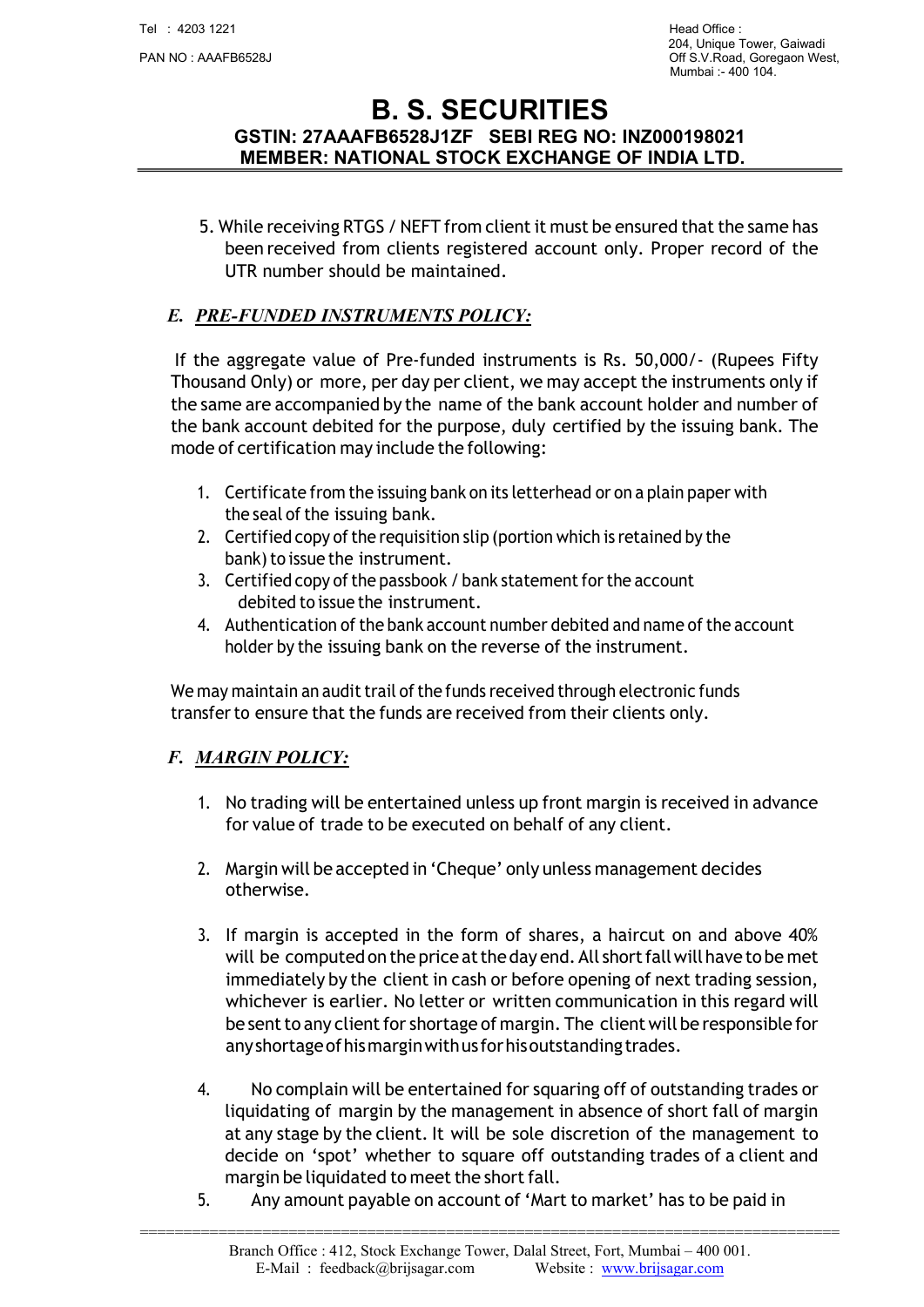5. While receiving RTGS / NEFT from client it must be ensured that the same has been received from clients registered account only. Proper record of the UTR number should be maintained.

## *E. PRE-FUNDED INSTRUMENTS POLICY:*

If the aggregate value of Pre-funded instruments is Rs. 50,000/- (Rupees Fifty Thousand Only) or more, per day per client, we may accept the instruments only if the same are accompanied by the name of the bank account holder and number of the bank account debited for the purpose, duly certified by the issuing bank. The mode of certification may include the following:

1. Certificate from the issuing bank on its letterhead or on a plain paper with the seal of the issuing bank.
2. Certified copy of the requisition slip (portion which is retained by the bank) to issue the instrument.
3. Certified copy of the passbook / bank statement for the account debited to issue the instrument.
4. Authentication of the bank account number debited and name of the account holder by the issuing bank on the reverse of the instrument.

We may maintain an audit trail of the funds received through electronic funds transfer to ensure that the funds are received from their clients only.

## *F. MARGIN POLICY:*

1. No trading will be entertained unless up front margin is received in advance for value of trade to be executed on behalf of any client.

2. Margin will be accepted in 'Cheque' only unless management decides otherwise.

3. If margin is accepted in the form of shares, a haircut on and above 40% will be computed on the price at the day end. All short fall will have to be met immediately by the client in cash or before opening of next trading session, whichever is earlier. No letter or written communication in this regard will be sent to any client for shortage of margin. The client will be responsible for any shortage of his margin with us for his outstanding trades.

4. No complain will be entertained for squaring off of outstanding trades or liquidating of margin by the management in absence of short fall of margin at any stage by the client. It will be sole discretion of the management to decide on 'spot' whether to square off outstanding trades of a client and margin be liquidated to meet the short fall.
5. Any amount payable on account of 'Mart to market' has to be paid in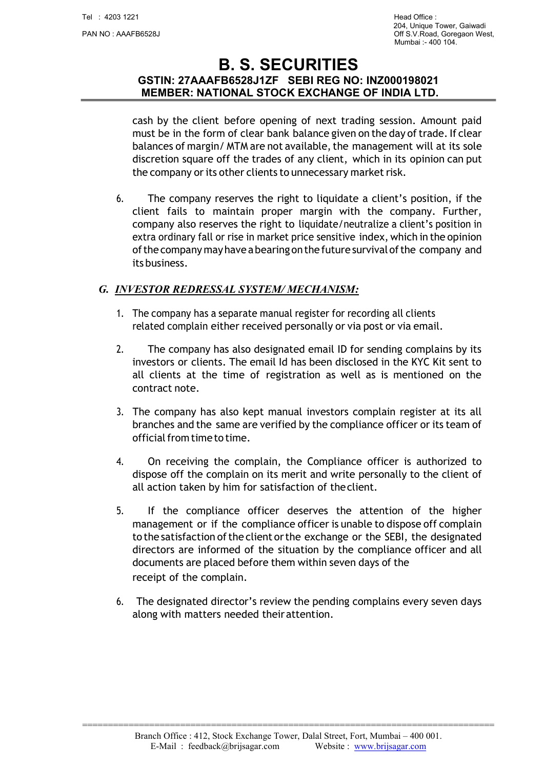cash by the client before opening of next trading session. Amount paid must be in the form of clear bank balance given on the day of trade. If clear balances of margin/ MTM are not available, the management will at its sole discretion square off the trades of any client, which in its opinion can put the company or its other clients to unnecessary market risk.

6. The company reserves the right to liquidate a client's position, if the client fails to maintain proper margin with the company. Further, company also reserves the right to liquidate/neutralize a client's position in extra ordinary fall or rise in market price sensitive index, which in the opinion of the company may have a bearing on the future survival of the company and its business.

## G. *INVESTOR REDRESSAL SYSTEM/ MECHANISM:*

1. The company has a separate manual register for recording all clients related complain either received personally or via post or via email.

2. The company has also designated email ID for sending complains by its investors or clients. The email Id has been disclosed in the KYC Kit sent to all clients at the time of registration as well as is mentioned on the contract note.

3. The company has also kept manual investors complain register at its all branches and the same are verified by the compliance officer or its team of official from time to time.

4. On receiving the complain, the Compliance officer is authorized to dispose off the complain on its merit and write personally to the client of all action taken by him for satisfaction of the client.

5. If the compliance officer deserves the attention of the higher management or if the compliance officer is unable to dispose off complain to the satisfaction of the client or the exchange or the SEBI, the designated directors are informed of the situation by the compliance officer and all documents are placed before them within seven days of the receipt of the complain.

6. The designated director's review the pending complains every seven days along with matters needed their attention.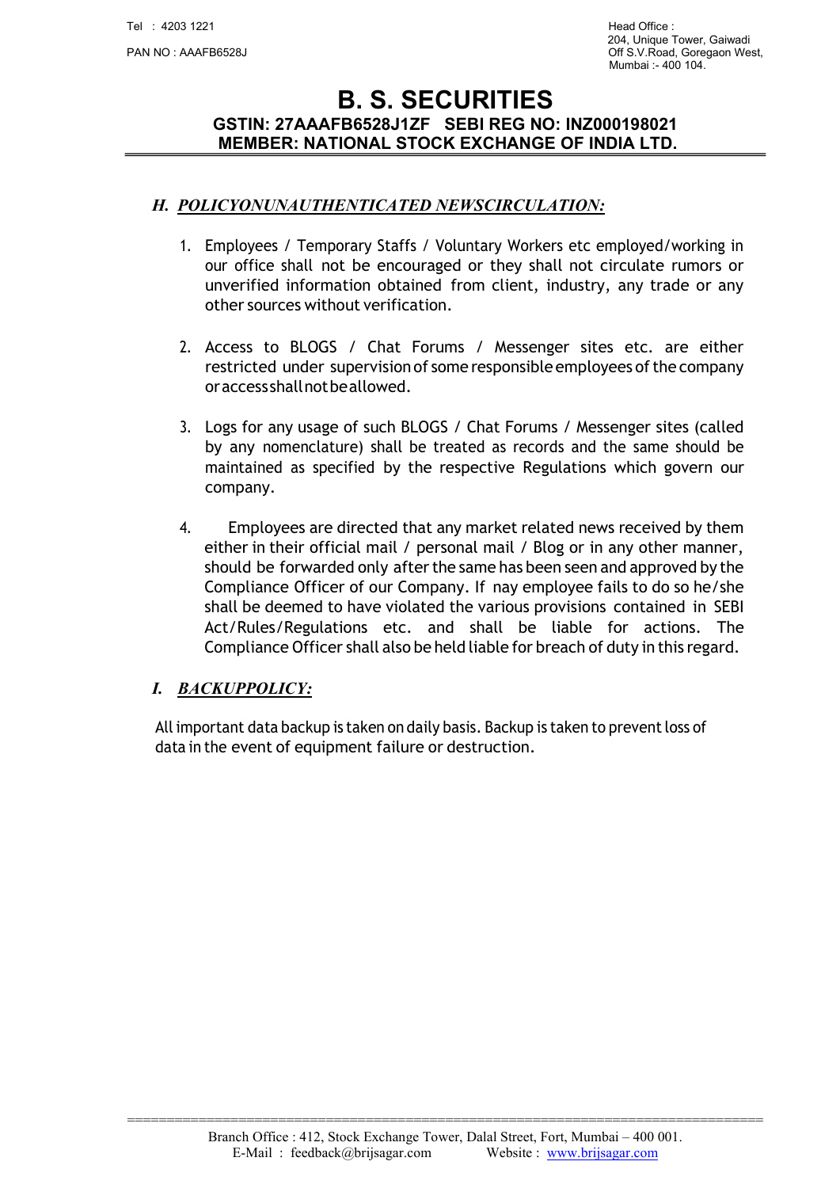## *H. POLICYONUNAUTHENTICATED NEWSCIRCULATION:*

1. Employees / Temporary Staffs / Voluntary Workers etc employed/working in our office shall not be encouraged or they shall not circulate rumors or unverified information obtained from client, industry, any trade or any other sources without verification.

2. Access to BLOGS / Chat Forums / Messenger sites etc. are either restricted under supervision of some responsible employees of the company or accessshallnotbeallowed.

3. Logs for any usage of such BLOGS / Chat Forums / Messenger sites (called by any nomenclature) shall be treated as records and the same should be maintained as specified by the respective Regulations which govern our company.

4. Employees are directed that any market related news received by them either in their official mail / personal mail / Blog or in any other manner, should be forwarded only after the same has been seen and approved by the Compliance Officer of our Company. If nay employee fails to do so he/she shall be deemed to have violated the various provisions contained in SEBI Act/Rules/Regulations etc. and shall be liable for actions. The Compliance Officer shall also be held liable for breach of duty in this regard.

## *I. BACKUPPOLICY:*

All important data backup is taken on daily basis. Backup is taken to prevent loss of data in the event of equipment failure or destruction.